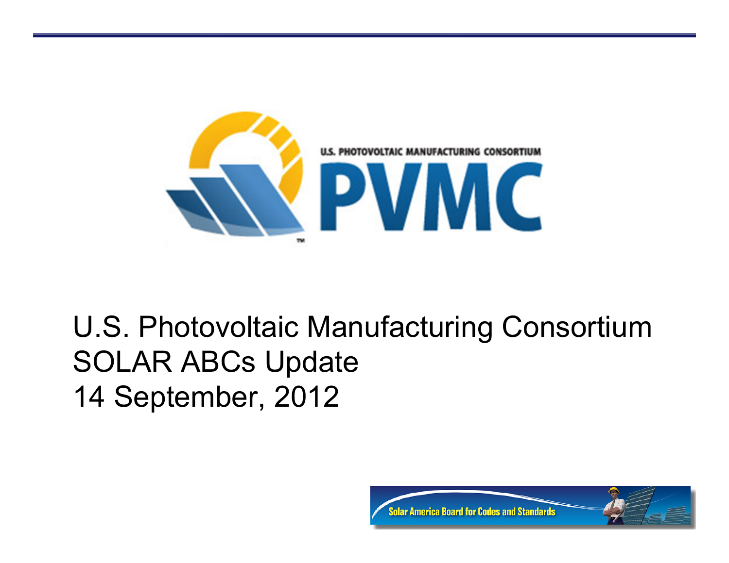U.S. PHOTOVOLTAIC MANUFACTURING CONSORTIUM

PVMC

U.S. Photovoltaic Manufacturing Consortium
SOLAR ABCs Update
14 September, 2012

Solar America Board for Codes and Standards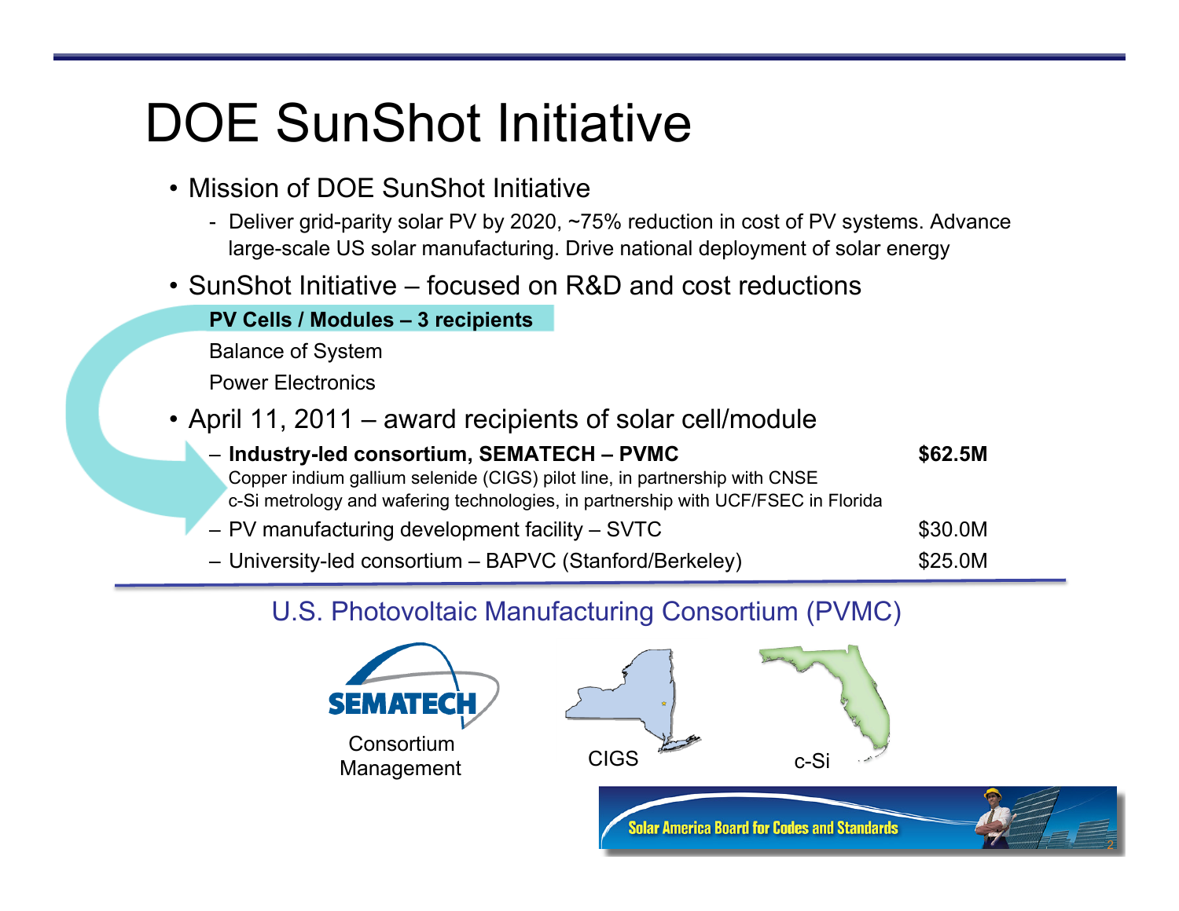# DOE SunShot Initiative

- Mission of DOE SunShot Initiative
  - Deliver grid-parity solar PV by 2020, ~75% reduction in cost of PV systems. Advance large-scale US solar manufacturing. Drive national deployment of solar energy
- SunShot Initiative – focused on R&D and cost reductions

  **PV Cells / Modules – 3 recipients**

  Balance of System

  Power Electronics
- April 11, 2011 – award recipients of solar cell/module
  - **Industry-led consortium, SEMATECH – PVMC** **$62.5M**
    Copper indium gallium selenide (CIGS) pilot line, in partnership with CNSE
    c-Si metrology and wafering technologies, in partnership with UCF/FSEC in Florida
  - PV manufacturing development facility – SVTC $30.0M
  - University-led consortium – BAPVC (Stanford/Berkeley) $25.0M

## U.S. Photovoltaic Manufacturing Consortium (PVMC)

SEMATECH

Consortium Management

CIGS

c-Si

Solar America Board for Codes and Standards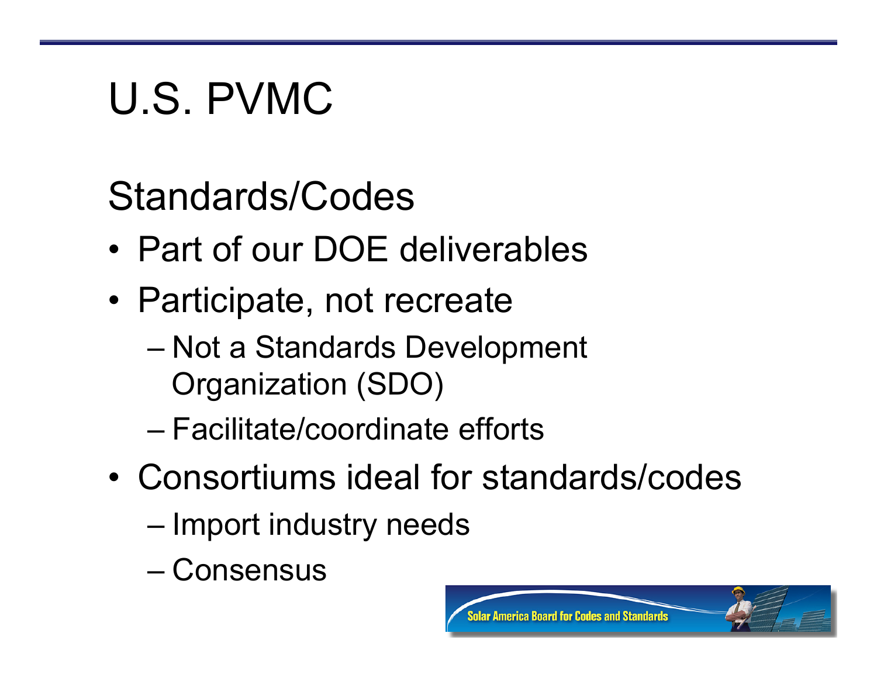# U.S. PVMC

## Standards/Codes

- Part of our DOE deliverables
- Participate, not recreate
  - Not a Standards Development Organization (SDO)
  - Facilitate/coordinate efforts
- Consortiums ideal for standards/codes
  - Import industry needs
  - Consensus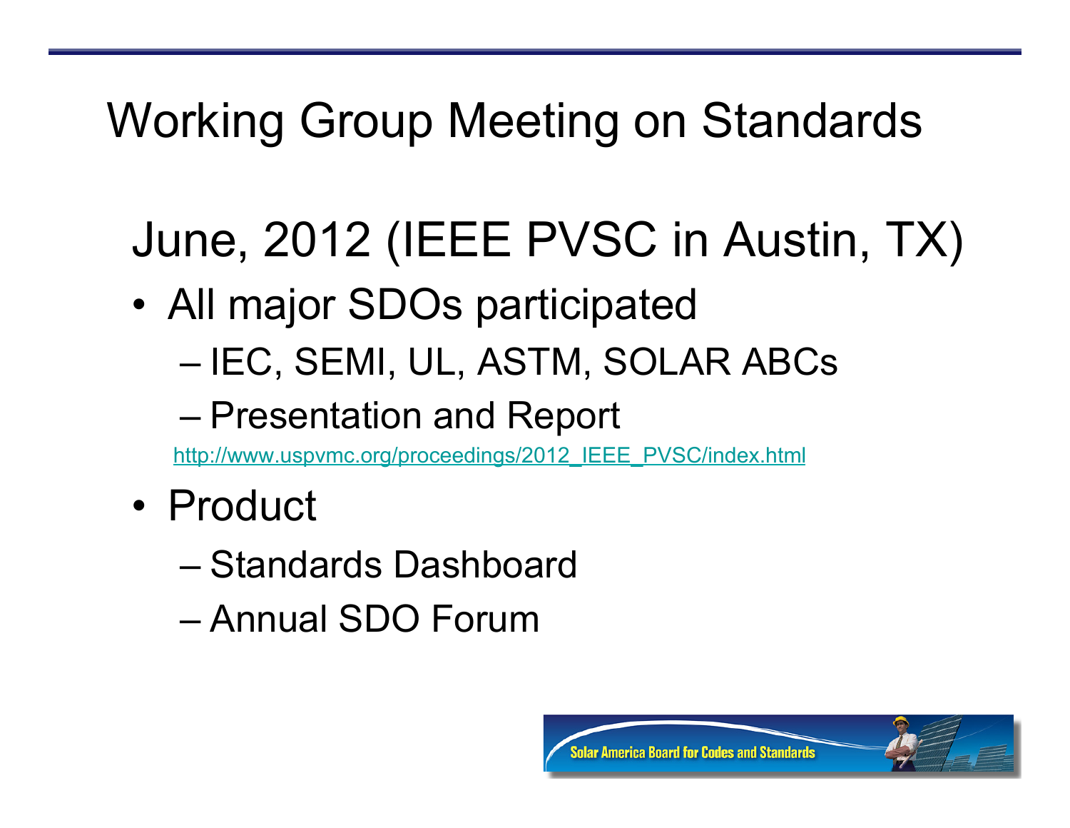# Working Group Meeting on Standards

## June, 2012 (IEEE PVSC in Austin, TX)

- All major SDOs participated
  - IEC, SEMI, UL, ASTM, SOLAR ABCs
  - Presentation and Report

    http://www.uspvmc.org/proceedings/2012_IEEE_PVSC/index.html
- Product
  - Standards Dashboard
  - Annual SDO Forum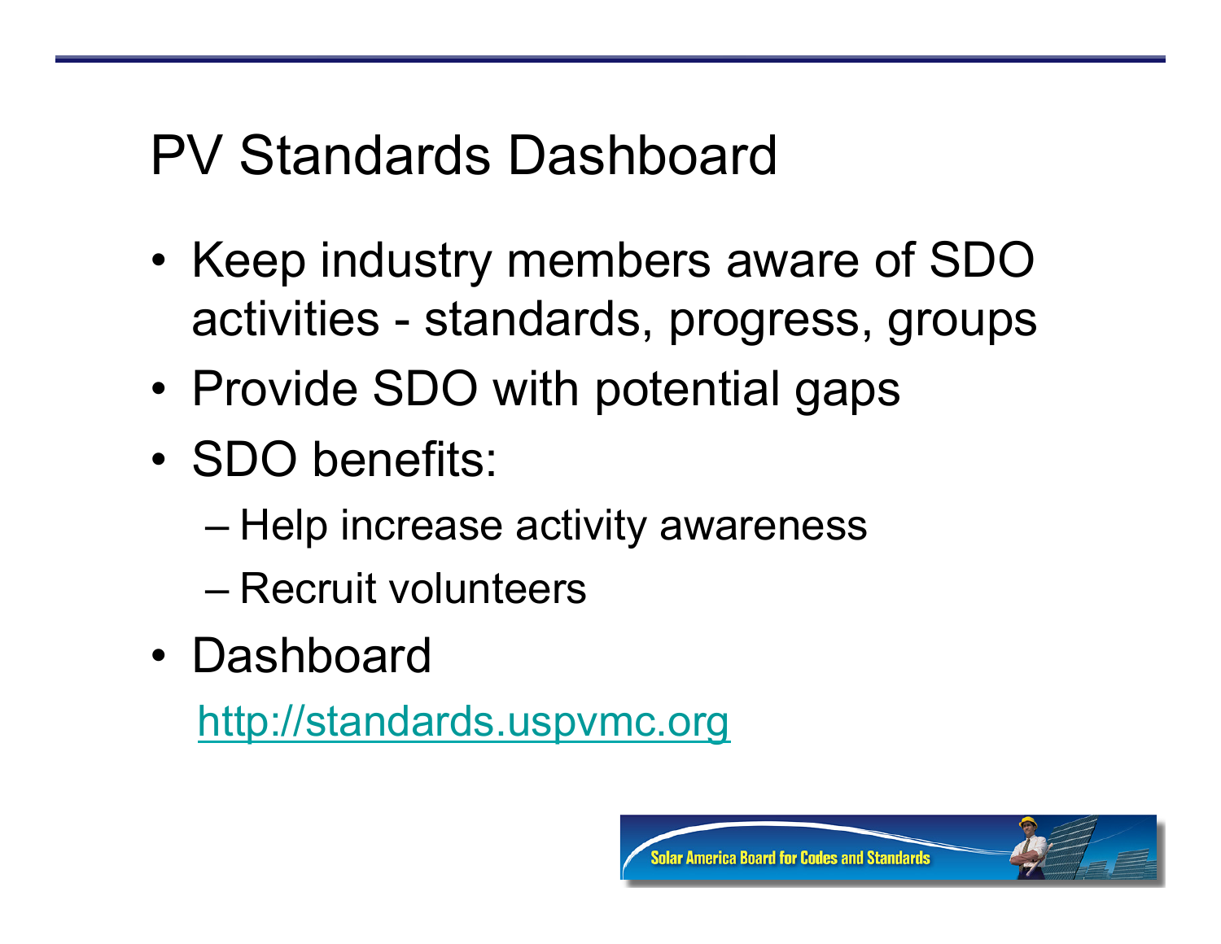# PV Standards Dashboard

- Keep industry members aware of SDO activities - standards, progress, groups
- Provide SDO with potential gaps
- SDO benefits:
  - Help increase activity awareness
  - Recruit volunteers
- Dashboard

  http://standards.uspvmc.org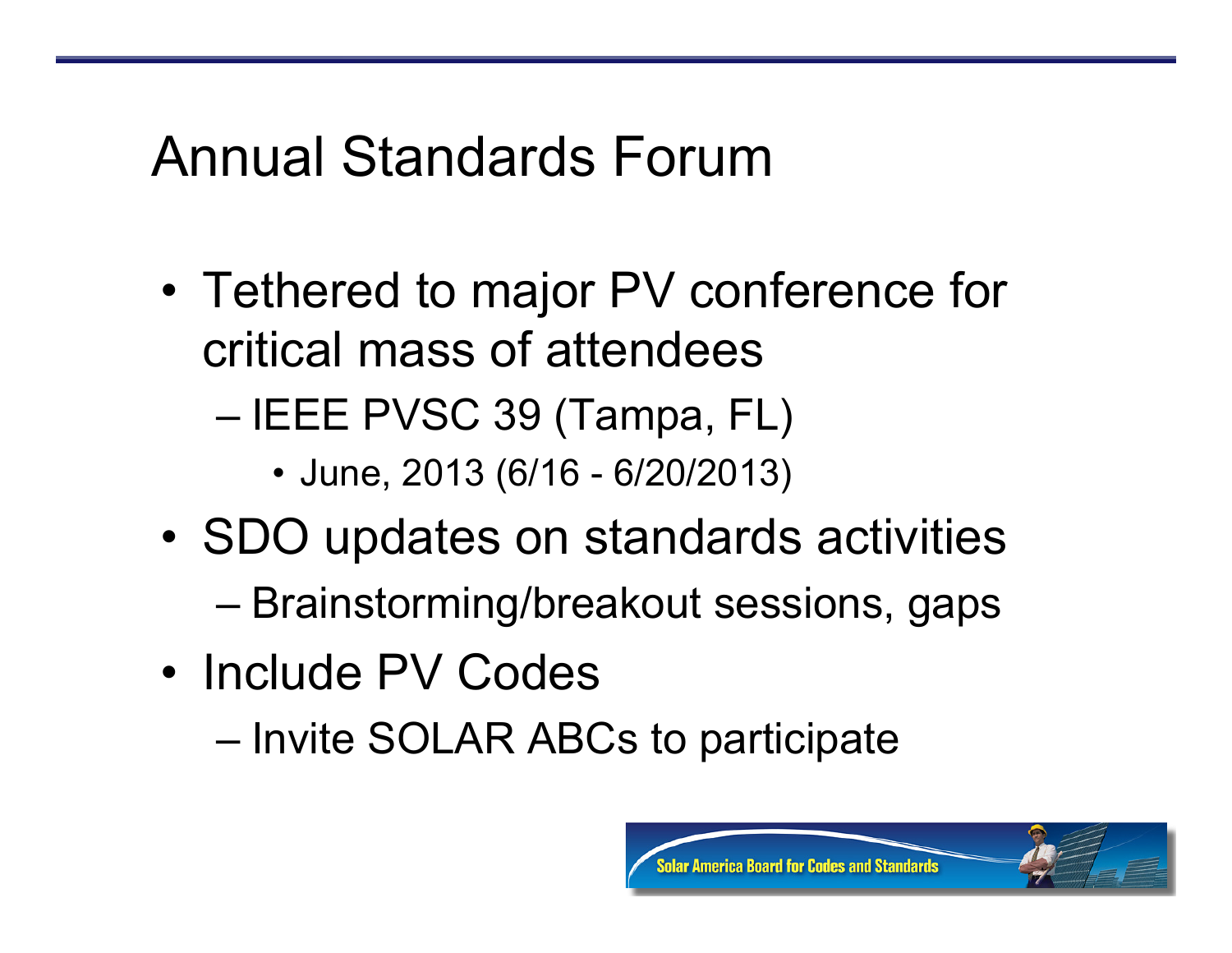# Annual Standards Forum

- Tethered to major PV conference for critical mass of attendees
  - IEEE PVSC 39 (Tampa, FL)
    - June, 2013 (6/16 - 6/20/2013)
- SDO updates on standards activities
  - Brainstorming/breakout sessions, gaps
- Include PV Codes
  - Invite SOLAR ABCs to participate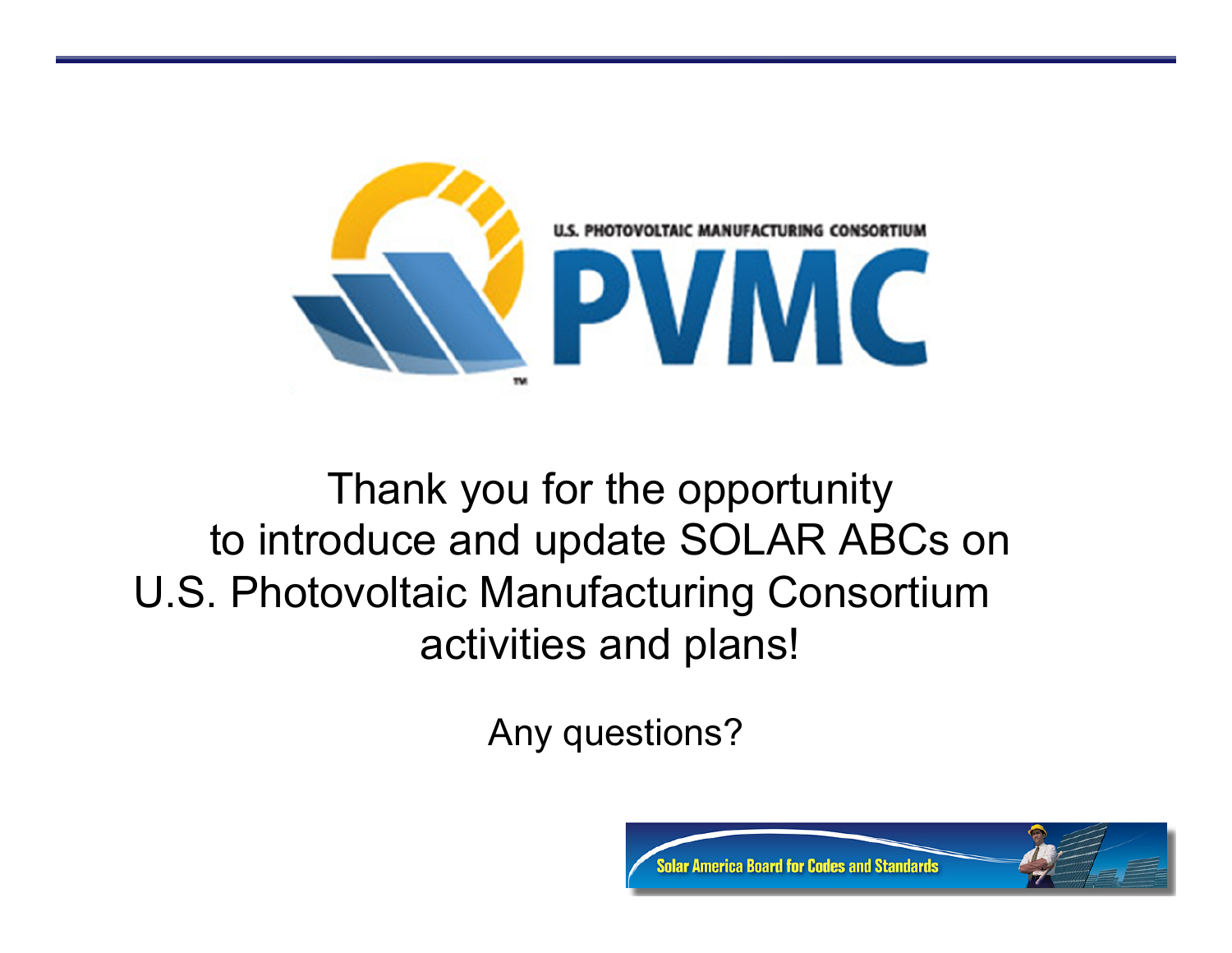U.S. PHOTOVOLTAIC MANUFACTURING CONSORTIUM

PVMC

Thank you for the opportunity to introduce and update SOLAR ABCs on U.S. Photovoltaic Manufacturing Consortium activities and plans!

Any questions?

Solar America Board for Codes and Standards